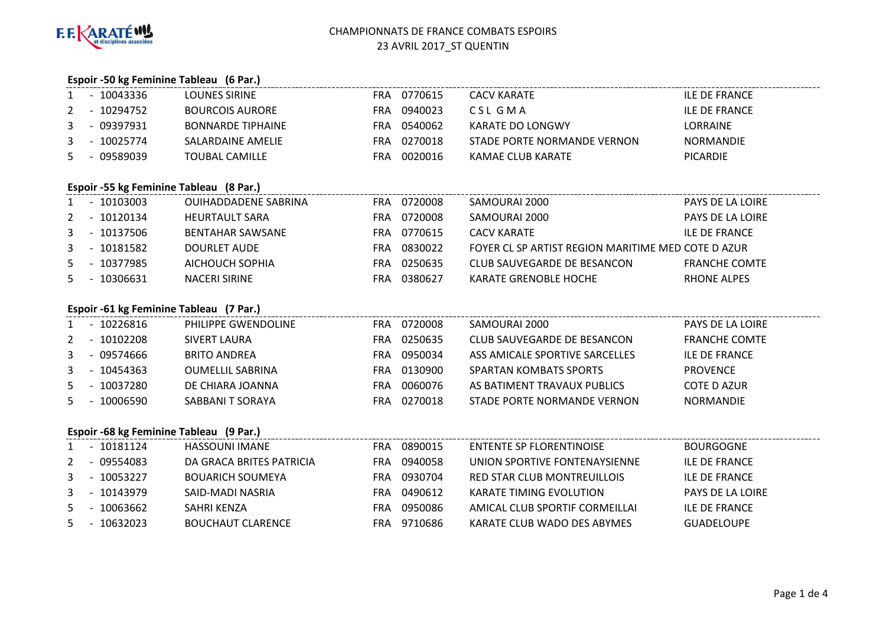# CHAMPIONNATS DE FRANCE COMBATS ESPOIRS

23 AVRIL 2017_ST QUENTIN

## Espoir -50 kg Feminine Tableau (6 Par.)

| | | | | | | |
|---|---|---|---|---|---|---|
| 1 | - 10043336 | LOUNES SIRINE | FRA | 0770615 | CACV KARATE | ILE DE FRANCE |
| 2 | - 10294752 | BOURCOIS AURORE | FRA | 0940023 | C S L G M A | ILE DE FRANCE |
| 3 | - 09397931 | BONNARDE TIPHAINE | FRA | 0540062 | KARATE DO LONGWY | LORRAINE |
| 3 | - 10025774 | SALARDAINE AMELIE | FRA | 0270018 | STADE PORTE NORMANDE VERNON | NORMANDIE |
| 5 | - 09589039 | TOUBAL CAMILLE | FRA | 0020016 | KAMAE CLUB KARATE | PICARDIE |

## Espoir -55 kg Feminine Tableau (8 Par.)

| | | | | | | |
|---|---|---|---|---|---|---|
| 1 | - 10103003 | OUIHADDADENE SABRINA | FRA | 0720008 | SAMOURAI 2000 | PAYS DE LA LOIRE |
| 2 | - 10120134 | HEURTAULT SARA | FRA | 0720008 | SAMOURAI 2000 | PAYS DE LA LOIRE |
| 3 | - 10137506 | BENTAHAR SAWSANE | FRA | 0770615 | CACV KARATE | ILE DE FRANCE |
| 3 | - 10181582 | DOURLET AUDE | FRA | 0830022 | FOYER CL SP ARTIST REGION MARITIME MED | COTE D AZUR |
| 5 | - 10377985 | AICHOUCH SOPHIA | FRA | 0250635 | CLUB SAUVEGARDE DE BESANCON | FRANCHE COMTE |
| 5 | - 10306631 | NACERI SIRINE | FRA | 0380627 | KARATE GRENOBLE HOCHE | RHONE ALPES |

## Espoir -61 kg Feminine Tableau (7 Par.)

| | | | | | | |
|---|---|---|---|---|---|---|
| 1 | - 10226816 | PHILIPPE GWENDOLINE | FRA | 0720008 | SAMOURAI 2000 | PAYS DE LA LOIRE |
| 2 | - 10102208 | SIVERT LAURA | FRA | 0250635 | CLUB SAUVEGARDE DE BESANCON | FRANCHE COMTE |
| 3 | - 09574666 | BRITO ANDREA | FRA | 0950034 | ASS AMICALE SPORTIVE SARCELLES | ILE DE FRANCE |
| 3 | - 10454363 | OUMELLIL SABRINA | FRA | 0130900 | SPARTAN KOMBATS SPORTS | PROVENCE |
| 5 | - 10037280 | DE CHIARA JOANNA | FRA | 0060076 | AS BATIMENT TRAVAUX PUBLICS | COTE D AZUR |
| 5 | - 10006590 | SABBANI T SORAYA | FRA | 0270018 | STADE PORTE NORMANDE VERNON | NORMANDIE |

## Espoir -68 kg Feminine Tableau (9 Par.)

| | | | | | | |
|---|---|---|---|---|---|---|
| 1 | - 10181124 | HASSOUNI IMANE | FRA | 0890015 | ENTENTE SP FLORENTINOISE | BOURGOGNE |
| 2 | - 09554083 | DA GRACA BRITES PATRICIA | FRA | 0940058 | UNION SPORTIVE FONTENAYSIENNE | ILE DE FRANCE |
| 3 | - 10053227 | BOUARICH SOUMEYA | FRA | 0930704 | RED STAR CLUB MONTREUILLOIS | ILE DE FRANCE |
| 3 | - 10143979 | SAID-MADI NASRIA | FRA | 0490612 | KARATE TIMING EVOLUTION | PAYS DE LA LOIRE |
| 5 | - 10063662 | SAHRI KENZA | FRA | 0950086 | AMICAL CLUB SPORTIF CORMEILLAI | ILE DE FRANCE |
| 5 | - 10632023 | BOUCHAUT CLARENCE | FRA | 9710686 | KARATE CLUB WADO DES ABYMES | GUADELOUPE |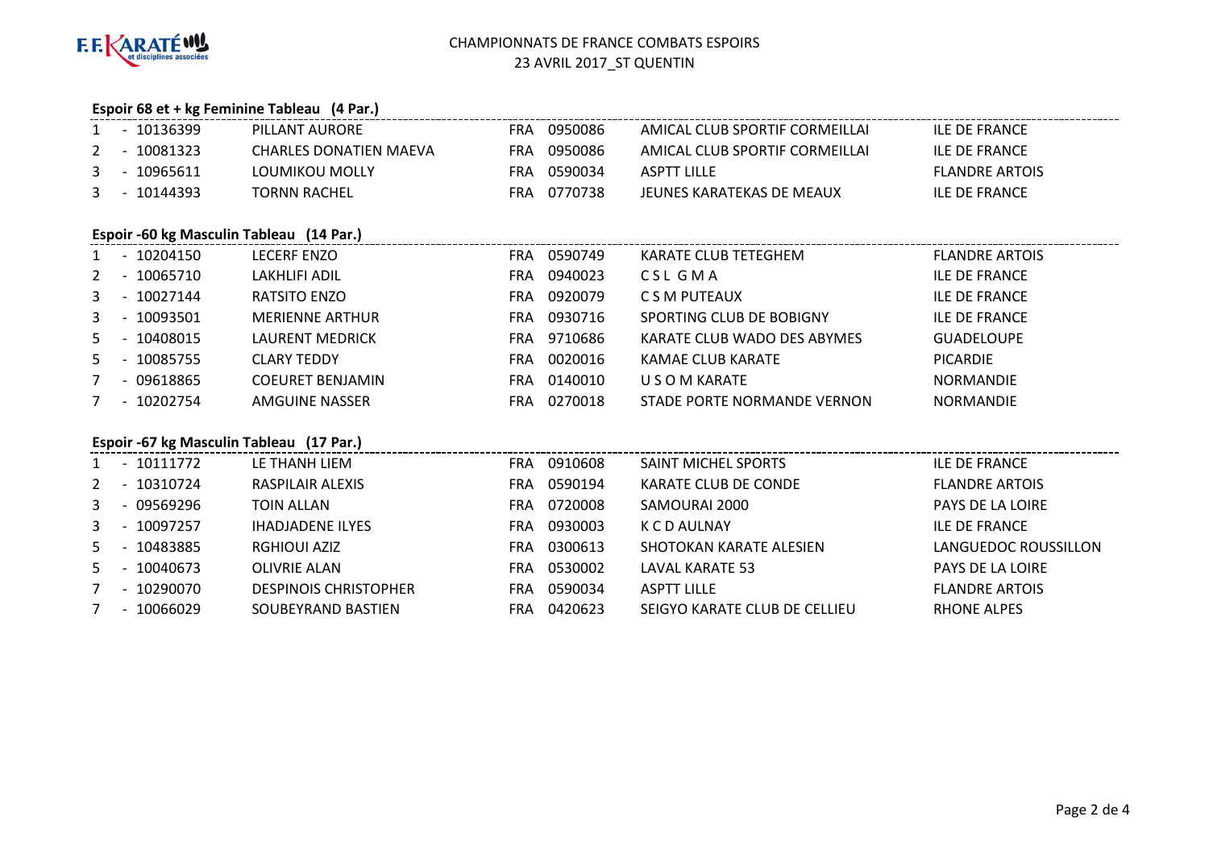# CHAMPIONNATS DE FRANCE COMBATS ESPOIRS
## 23 AVRIL 2017_ST QUENTIN

### Espoir 68 et + kg Feminine Tableau (4 Par.)

| Rang | Licence | Nom | Pays | Club N° | Club | Ligue |
|---|---|---|---|---|---|---|
| 1 | - 10136399 | PILLANT AURORE | FRA | 0950086 | AMICAL CLUB SPORTIF CORMEILLAI | ILE DE FRANCE |
| 2 | - 10081323 | CHARLES DONATIEN MAEVA | FRA | 0950086 | AMICAL CLUB SPORTIF CORMEILLAI | ILE DE FRANCE |
| 3 | - 10965611 | LOUMIKOU MOLLY | FRA | 0590034 | ASPTT LILLE | FLANDRE ARTOIS |
| 3 | - 10144393 | TORNN RACHEL | FRA | 0770738 | JEUNES KARATEKAS DE MEAUX | ILE DE FRANCE |

### Espoir -60 kg Masculin Tableau (14 Par.)

| Rang | Licence | Nom | Pays | Club N° | Club | Ligue |
|---|---|---|---|---|---|---|
| 1 | - 10204150 | LECERF ENZO | FRA | 0590749 | KARATE CLUB TETEGHEM | FLANDRE ARTOIS |
| 2 | - 10065710 | LAKHLIFI ADIL | FRA | 0940023 | C S L G M A | ILE DE FRANCE |
| 3 | - 10027144 | RATSITO ENZO | FRA | 0920079 | C S M PUTEAUX | ILE DE FRANCE |
| 3 | - 10093501 | MERIENNE ARTHUR | FRA | 0930716 | SPORTING CLUB DE BOBIGNY | ILE DE FRANCE |
| 5 | - 10408015 | LAURENT MEDRICK | FRA | 9710686 | KARATE CLUB WADO DES ABYMES | GUADELOUPE |
| 5 | - 10085755 | CLARY TEDDY | FRA | 0020016 | KAMAE CLUB KARATE | PICARDIE |
| 7 | - 09618865 | COEURET BENJAMIN | FRA | 0140010 | U S O M KARATE | NORMANDIE |
| 7 | - 10202754 | AMGUINE NASSER | FRA | 0270018 | STADE PORTE NORMANDE VERNON | NORMANDIE |

### Espoir -67 kg Masculin Tableau (17 Par.)

| Rang | Licence | Nom | Pays | Club N° | Club | Ligue |
|---|---|---|---|---|---|---|
| 1 | - 10111772 | LE THANH LIEM | FRA | 0910608 | SAINT MICHEL SPORTS | ILE DE FRANCE |
| 2 | - 10310724 | RASPILAIR ALEXIS | FRA | 0590194 | KARATE CLUB DE CONDE | FLANDRE ARTOIS |
| 3 | - 09569296 | TOIN ALLAN | FRA | 0720008 | SAMOURAI 2000 | PAYS DE LA LOIRE |
| 3 | - 10097257 | IHADJADENE ILYES | FRA | 0930003 | K C D AULNAY | ILE DE FRANCE |
| 5 | - 10483885 | RGHIOUI AZIZ | FRA | 0300613 | SHOTOKAN KARATE ALESIEN | LANGUEDOC ROUSSILLON |
| 5 | - 10040673 | OLIVRIE ALAN | FRA | 0530002 | LAVAL KARATE 53 | PAYS DE LA LOIRE |
| 7 | - 10290070 | DESPINOIS CHRISTOPHER | FRA | 0590034 | ASPTT LILLE | FLANDRE ARTOIS |
| 7 | - 10066029 | SOUBEYRAND BASTIEN | FRA | 0420623 | SEIGYO KARATE CLUB DE CELLIEU | RHONE ALPES |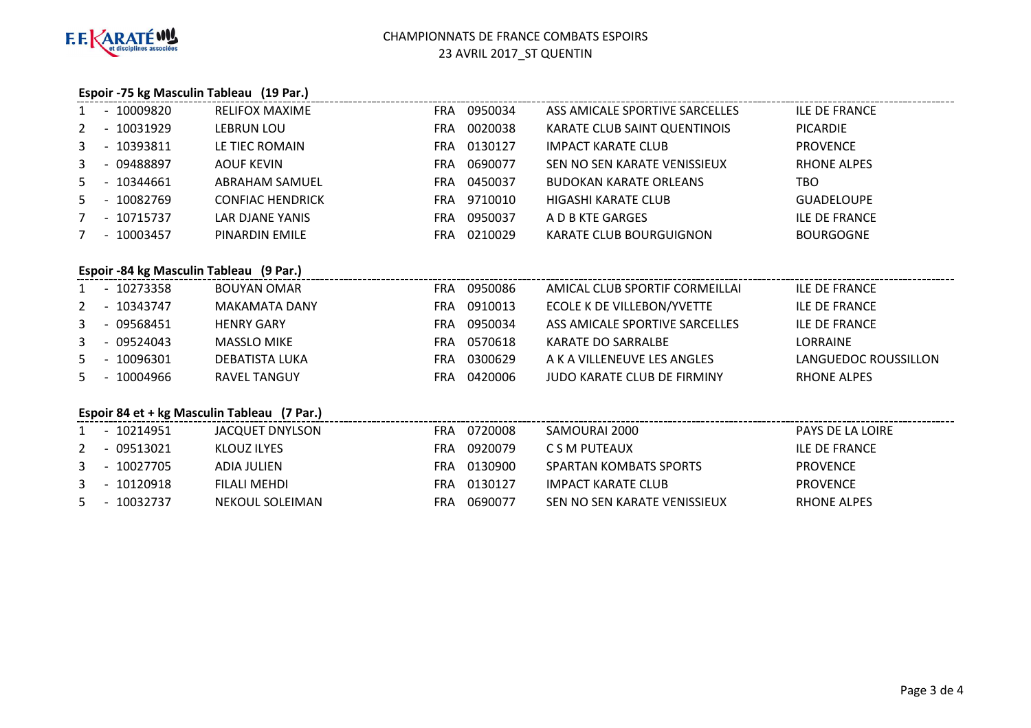# CHAMPIONNATS DE FRANCE COMBATS ESPOIRS

23 AVRIL 2017_ST QUENTIN

### Espoir -75 kg Masculin Tableau (19 Par.)

| | | | | | | |
|---|---|---|---|---|---|---|
| 1 | - 10009820 | RELIFOX MAXIME | FRA | 0950034 | ASS AMICALE SPORTIVE SARCELLES | ILE DE FRANCE |
| 2 | - 10031929 | LEBRUN LOU | FRA | 0020038 | KARATE CLUB SAINT QUENTINOIS | PICARDIE |
| 3 | - 10393811 | LE TIEC ROMAIN | FRA | 0130127 | IMPACT KARATE CLUB | PROVENCE |
| 3 | - 09488897 | AOUF KEVIN | FRA | 0690077 | SEN NO SEN KARATE VENISSIEUX | RHONE ALPES |
| 5 | - 10344661 | ABRAHAM SAMUEL | FRA | 0450037 | BUDOKAN KARATE ORLEANS | TBO |
| 5 | - 10082769 | CONFIAC HENDRICK | FRA | 9710010 | HIGASHI KARATE CLUB | GUADELOUPE |
| 7 | - 10715737 | LAR DJANE YANIS | FRA | 0950037 | A D B KTE GARGES | ILE DE FRANCE |
| 7 | - 10003457 | PINARDIN EMILE | FRA | 0210029 | KARATE CLUB BOURGUIGNON | BOURGOGNE |

### Espoir -84 kg Masculin Tableau (9 Par.)

| | | | | | | |
|---|---|---|---|---|---|---|
| 1 | - 10273358 | BOUYAN OMAR | FRA | 0950086 | AMICAL CLUB SPORTIF CORMEILLAI | ILE DE FRANCE |
| 2 | - 10343747 | MAKAMATA DANY | FRA | 0910013 | ECOLE K DE VILLEBON/YVETTE | ILE DE FRANCE |
| 3 | - 09568451 | HENRY GARY | FRA | 0950034 | ASS AMICALE SPORTIVE SARCELLES | ILE DE FRANCE |
| 3 | - 09524043 | MASSLO MIKE | FRA | 0570618 | KARATE DO SARRALBE | LORRAINE |
| 5 | - 10096301 | DEBATISTA LUKA | FRA | 0300629 | A K A VILLENEUVE LES ANGLES | LANGUEDOC ROUSSILLON |
| 5 | - 10004966 | RAVEL TANGUY | FRA | 0420006 | JUDO KARATE CLUB DE FIRMINY | RHONE ALPES |

### Espoir 84 et + kg Masculin Tableau (7 Par.)

| | | | | | | |
|---|---|---|---|---|---|---|
| 1 | - 10214951 | JACQUET DNYLSON | FRA | 0720008 | SAMOURAI 2000 | PAYS DE LA LOIRE |
| 2 | - 09513021 | KLOUZ ILYES | FRA | 0920079 | C S M PUTEAUX | ILE DE FRANCE |
| 3 | - 10027705 | ADIA JULIEN | FRA | 0130900 | SPARTAN KOMBATS SPORTS | PROVENCE |
| 3 | - 10120918 | FILALI MEHDI | FRA | 0130127 | IMPACT KARATE CLUB | PROVENCE |
| 5 | - 10032737 | NEKOUL SOLEIMAN | FRA | 0690077 | SEN NO SEN KARATE VENISSIEUX | RHONE ALPES |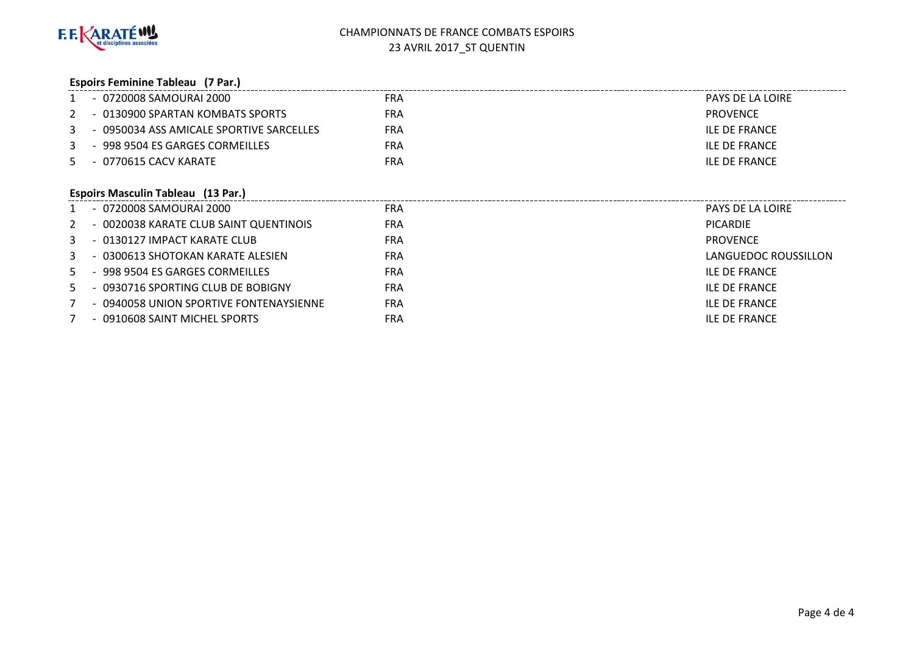# CHAMPIONNATS DE FRANCE COMBATS ESPOIRS

23 AVRIL 2017_ST QUENTIN

**Espoirs Feminine Tableau (7 Par.)**

| | | | |
|---|---|---|---|
| 1 | - 0720008 SAMOURAI 2000 | FRA | PAYS DE LA LOIRE |
| 2 | - 0130900 SPARTAN KOMBATS SPORTS | FRA | PROVENCE |
| 3 | - 0950034 ASS AMICALE SPORTIVE SARCELLES | FRA | ILE DE FRANCE |
| 3 | - 998 9504 ES GARGES CORMEILLES | FRA | ILE DE FRANCE |
| 5 | - 0770615 CACV KARATE | FRA | ILE DE FRANCE |

**Espoirs Masculin Tableau (13 Par.)**

| | | | |
|---|---|---|---|
| 1 | - 0720008 SAMOURAI 2000 | FRA | PAYS DE LA LOIRE |
| 2 | - 0020038 KARATE CLUB SAINT QUENTINOIS | FRA | PICARDIE |
| 3 | - 0130127 IMPACT KARATE CLUB | FRA | PROVENCE |
| 3 | - 0300613 SHOTOKAN KARATE ALESIEN | FRA | LANGUEDOC ROUSSILLON |
| 5 | - 998 9504 ES GARGES CORMEILLES | FRA | ILE DE FRANCE |
| 5 | - 0930716 SPORTING CLUB DE BOBIGNY | FRA | ILE DE FRANCE |
| 7 | - 0940058 UNION SPORTIVE FONTENAYSIENNE | FRA | ILE DE FRANCE |
| 7 | - 0910608 SAINT MICHEL SPORTS | FRA | ILE DE FRANCE |